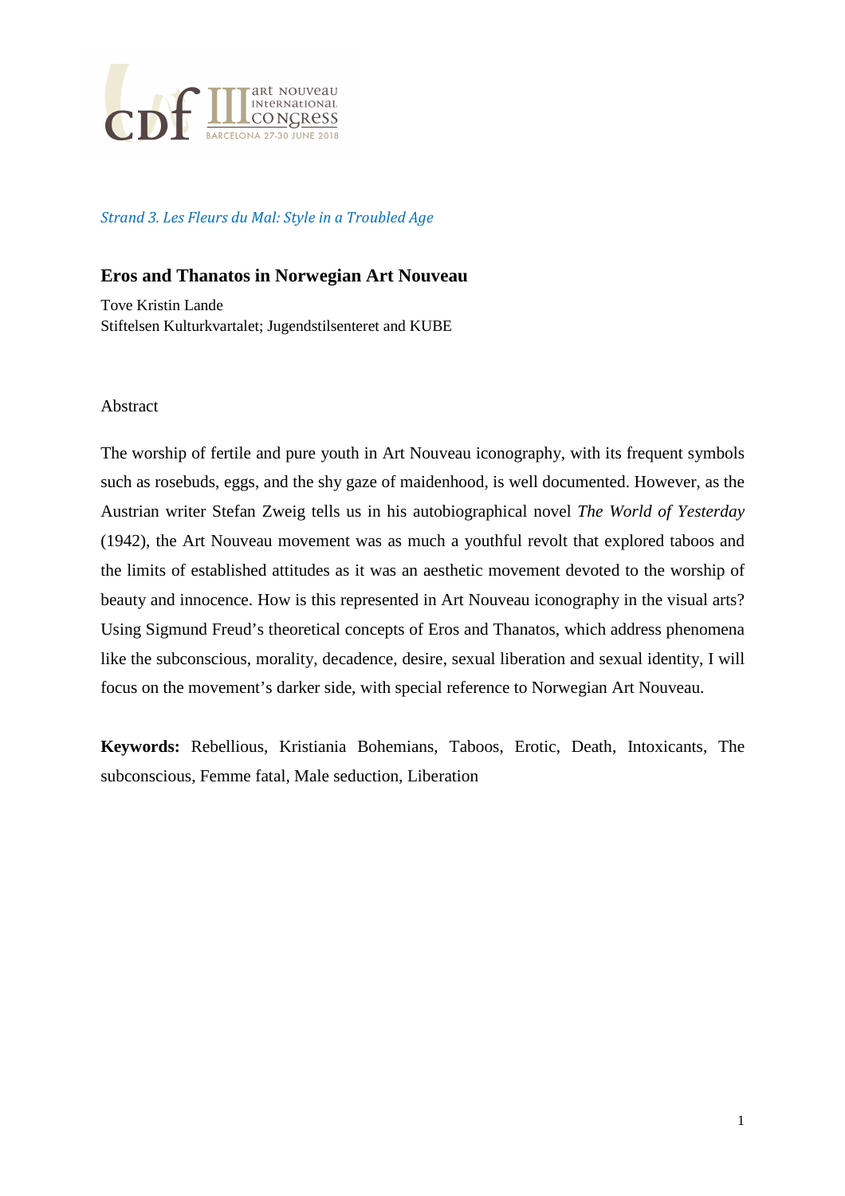*Strand 3. Les Fleurs du Mal: Style in a Troubled Age*

## Eros and Thanatos in Norwegian Art Nouveau

Tove Kristin Lande
Stiftelsen Kulturkvartalet; Jugendstilsenteret and KUBE

Abstract

The worship of fertile and pure youth in Art Nouveau iconography, with its frequent symbols such as rosebuds, eggs, and the shy gaze of maidenhood, is well documented. However, as the Austrian writer Stefan Zweig tells us in his autobiographical novel *The World of Yesterday* (1942), the Art Nouveau movement was as much a youthful revolt that explored taboos and the limits of established attitudes as it was an aesthetic movement devoted to the worship of beauty and innocence. How is this represented in Art Nouveau iconography in the visual arts? Using Sigmund Freud's theoretical concepts of Eros and Thanatos, which address phenomena like the subconscious, morality, decadence, desire, sexual liberation and sexual identity, I will focus on the movement's darker side, with special reference to Norwegian Art Nouveau.

**Keywords:** Rebellious, Kristiania Bohemians, Taboos, Erotic, Death, Intoxicants, The subconscious, Femme fatal, Male seduction, Liberation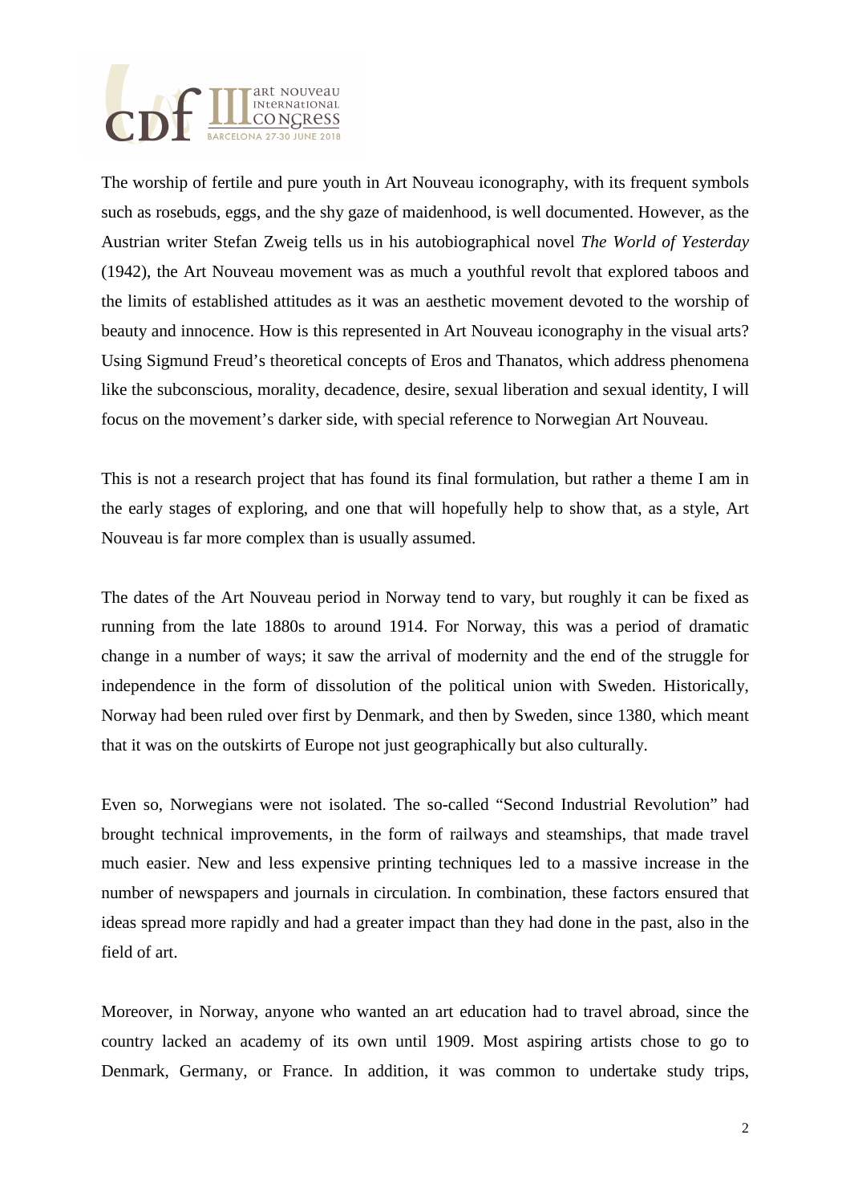The worship of fertile and pure youth in Art Nouveau iconography, with its frequent symbols such as rosebuds, eggs, and the shy gaze of maidenhood, is well documented. However, as the Austrian writer Stefan Zweig tells us in his autobiographical novel *The World of Yesterday* (1942), the Art Nouveau movement was as much a youthful revolt that explored taboos and the limits of established attitudes as it was an aesthetic movement devoted to the worship of beauty and innocence. How is this represented in Art Nouveau iconography in the visual arts? Using Sigmund Freud's theoretical concepts of Eros and Thanatos, which address phenomena like the subconscious, morality, decadence, desire, sexual liberation and sexual identity, I will focus on the movement's darker side, with special reference to Norwegian Art Nouveau.

This is not a research project that has found its final formulation, but rather a theme I am in the early stages of exploring, and one that will hopefully help to show that, as a style, Art Nouveau is far more complex than is usually assumed.

The dates of the Art Nouveau period in Norway tend to vary, but roughly it can be fixed as running from the late 1880s to around 1914. For Norway, this was a period of dramatic change in a number of ways; it saw the arrival of modernity and the end of the struggle for independence in the form of dissolution of the political union with Sweden. Historically, Norway had been ruled over first by Denmark, and then by Sweden, since 1380, which meant that it was on the outskirts of Europe not just geographically but also culturally.

Even so, Norwegians were not isolated. The so-called "Second Industrial Revolution" had brought technical improvements, in the form of railways and steamships, that made travel much easier. New and less expensive printing techniques led to a massive increase in the number of newspapers and journals in circulation. In combination, these factors ensured that ideas spread more rapidly and had a greater impact than they had done in the past, also in the field of art.

Moreover, in Norway, anyone who wanted an art education had to travel abroad, since the country lacked an academy of its own until 1909. Most aspiring artists chose to go to Denmark, Germany, or France. In addition, it was common to undertake study trips,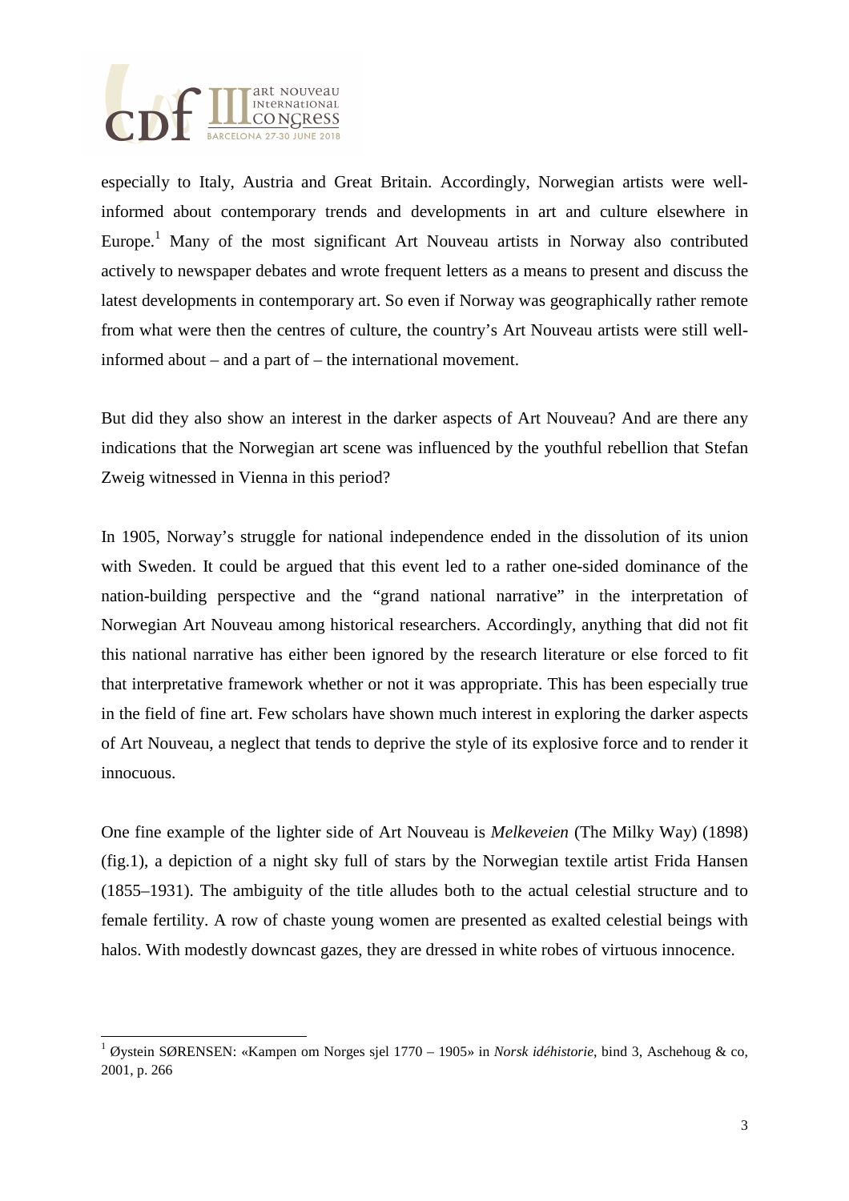especially to Italy, Austria and Great Britain. Accordingly, Norwegian artists were well-informed about contemporary trends and developments in art and culture elsewhere in Europe.[1] Many of the most significant Art Nouveau artists in Norway also contributed actively to newspaper debates and wrote frequent letters as a means to present and discuss the latest developments in contemporary art. So even if Norway was geographically rather remote from what were then the centres of culture, the country's Art Nouveau artists were still well-informed about – and a part of – the international movement.

But did they also show an interest in the darker aspects of Art Nouveau? And are there any indications that the Norwegian art scene was influenced by the youthful rebellion that Stefan Zweig witnessed in Vienna in this period?

In 1905, Norway's struggle for national independence ended in the dissolution of its union with Sweden. It could be argued that this event led to a rather one-sided dominance of the nation-building perspective and the "grand national narrative" in the interpretation of Norwegian Art Nouveau among historical researchers. Accordingly, anything that did not fit this national narrative has either been ignored by the research literature or else forced to fit that interpretative framework whether or not it was appropriate. This has been especially true in the field of fine art. Few scholars have shown much interest in exploring the darker aspects of Art Nouveau, a neglect that tends to deprive the style of its explosive force and to render it innocuous.

One fine example of the lighter side of Art Nouveau is *Melkeveien* (The Milky Way) (1898) (fig.1), a depiction of a night sky full of stars by the Norwegian textile artist Frida Hansen (1855–1931). The ambiguity of the title alludes both to the actual celestial structure and to female fertility. A row of chaste young women are presented as exalted celestial beings with halos. With modestly downcast gazes, they are dressed in white robes of virtuous innocence.

---

[1] Øystein SØRENSEN: «Kampen om Norges sjel 1770 – 1905» in *Norsk idéhistorie*, bind 3, Aschehoug & co, 2001, p. 266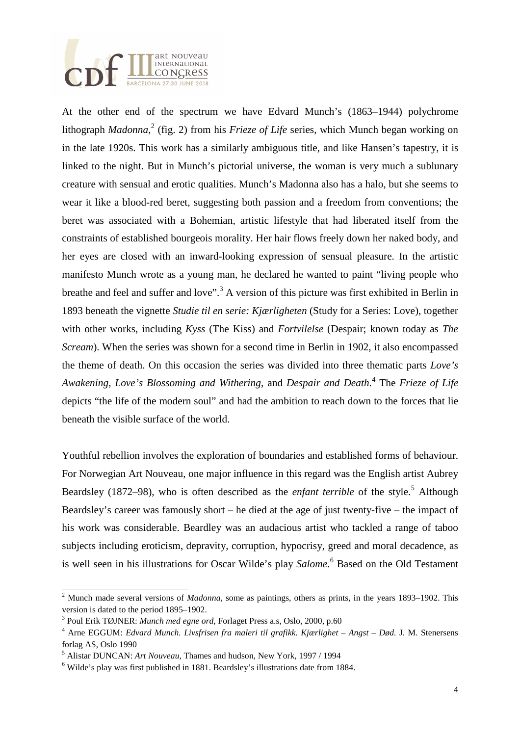At the other end of the spectrum we have Edvard Munch's (1863–1944) polychrome lithograph *Madonna*,[2] (fig. 2) from his *Frieze of Life* series, which Munch began working on in the late 1920s. This work has a similarly ambiguous title, and like Hansen's tapestry, it is linked to the night. But in Munch's pictorial universe, the woman is very much a sublunary creature with sensual and erotic qualities. Munch's Madonna also has a halo, but she seems to wear it like a blood-red beret, suggesting both passion and a freedom from conventions; the beret was associated with a Bohemian, artistic lifestyle that had liberated itself from the constraints of established bourgeois morality. Her hair flows freely down her naked body, and her eyes are closed with an inward-looking expression of sensual pleasure. In the artistic manifesto Munch wrote as a young man, he declared he wanted to paint "living people who breathe and feel and suffer and love".[3] A version of this picture was first exhibited in Berlin in 1893 beneath the vignette *Studie til en serie: Kjærligheten* (Study for a Series: Love), together with other works, including *Kyss* (The Kiss) and *Fortvilelse* (Despair; known today as *The Scream*). When the series was shown for a second time in Berlin in 1902, it also encompassed the theme of death. On this occasion the series was divided into three thematic parts *Love's Awakening*, *Love's Blossoming and Withering*, and *Despair and Death*.[4] The *Frieze of Life* depicts "the life of the modern soul" and had the ambition to reach down to the forces that lie beneath the visible surface of the world.

Youthful rebellion involves the exploration of boundaries and established forms of behaviour. For Norwegian Art Nouveau, one major influence in this regard was the English artist Aubrey Beardsley (1872–98), who is often described as the *enfant terrible* of the style.[5] Although Beardsley's career was famously short – he died at the age of just twenty-five – the impact of his work was considerable. Beardley was an audacious artist who tackled a range of taboo subjects including eroticism, depravity, corruption, hypocrisy, greed and moral decadence, as is well seen in his illustrations for Oscar Wilde's play *Salome*.[6] Based on the Old Testament

---

[2] Munch made several versions of *Madonna*, some as paintings, others as prints, in the years 1893–1902. This version is dated to the period 1895–1902.

[3] Poul Erik TØJNER: *Munch med egne ord*, Forlaget Press a.s, Oslo, 2000, p.60

[4] Arne EGGUM: *Edvard Munch. Livsfrisen fra maleri til grafikk. Kjærlighet – Angst – Død.* J. M. Stenersens forlag AS, Oslo 1990

[5] Alistar DUNCAN: *Art Nouveau*, Thames and hudson, New York, 1997 / 1994

[6] Wilde's play was first published in 1881. Beardsley's illustrations date from 1884.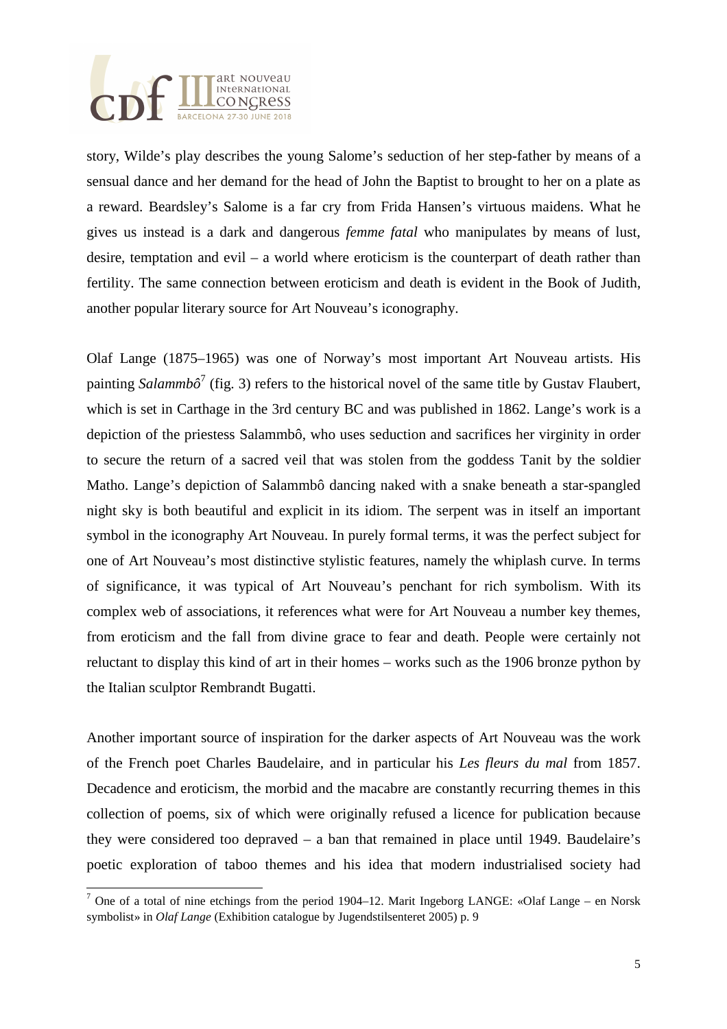story, Wilde's play describes the young Salome's seduction of her step-father by means of a sensual dance and her demand for the head of John the Baptist to brought to her on a plate as a reward. Beardsley's Salome is a far cry from Frida Hansen's virtuous maidens. What he gives us instead is a dark and dangerous *femme fatal* who manipulates by means of lust, desire, temptation and evil – a world where eroticism is the counterpart of death rather than fertility. The same connection between eroticism and death is evident in the Book of Judith, another popular literary source for Art Nouveau's iconography.

Olaf Lange (1875–1965) was one of Norway's most important Art Nouveau artists. His painting *Salammbô*[7] (fig. 3) refers to the historical novel of the same title by Gustav Flaubert, which is set in Carthage in the 3rd century BC and was published in 1862. Lange's work is a depiction of the priestess Salammbô, who uses seduction and sacrifices her virginity in order to secure the return of a sacred veil that was stolen from the goddess Tanit by the soldier Matho. Lange's depiction of Salammbô dancing naked with a snake beneath a star-spangled night sky is both beautiful and explicit in its idiom. The serpent was in itself an important symbol in the iconography Art Nouveau. In purely formal terms, it was the perfect subject for one of Art Nouveau's most distinctive stylistic features, namely the whiplash curve. In terms of significance, it was typical of Art Nouveau's penchant for rich symbolism. With its complex web of associations, it references what were for Art Nouveau a number key themes, from eroticism and the fall from divine grace to fear and death. People were certainly not reluctant to display this kind of art in their homes – works such as the 1906 bronze python by the Italian sculptor Rembrandt Bugatti.

Another important source of inspiration for the darker aspects of Art Nouveau was the work of the French poet Charles Baudelaire, and in particular his *Les fleurs du mal* from 1857. Decadence and eroticism, the morbid and the macabre are constantly recurring themes in this collection of poems, six of which were originally refused a licence for publication because they were considered too depraved – a ban that remained in place until 1949. Baudelaire's poetic exploration of taboo themes and his idea that modern industrialised society had

[7] One of a total of nine etchings from the period 1904–12. Marit Ingeborg LANGE: «Olaf Lange – en Norsk symbolist» in *Olaf Lange* (Exhibition catalogue by Jugendstilsenteret 2005) p. 9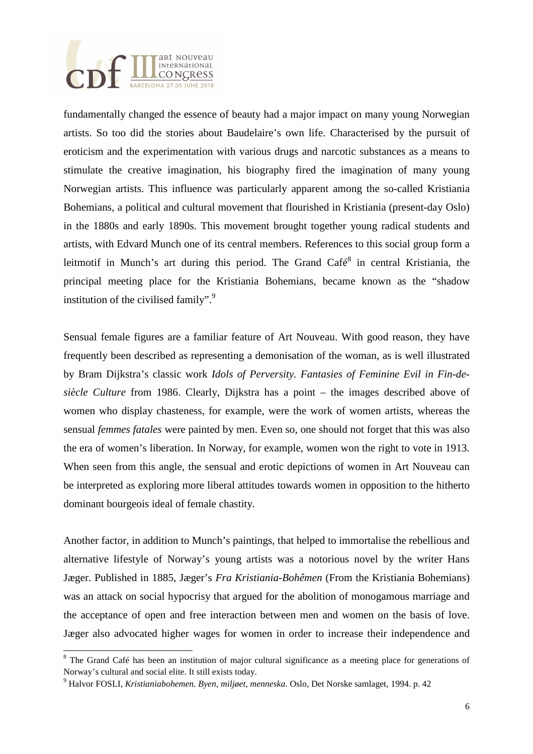fundamentally changed the essence of beauty had a major impact on many young Norwegian artists. So too did the stories about Baudelaire's own life. Characterised by the pursuit of eroticism and the experimentation with various drugs and narcotic substances as a means to stimulate the creative imagination, his biography fired the imagination of many young Norwegian artists. This influence was particularly apparent among the so-called Kristiania Bohemians, a political and cultural movement that flourished in Kristiania (present-day Oslo) in the 1880s and early 1890s. This movement brought together young radical students and artists, with Edvard Munch one of its central members. References to this social group form a leitmotif in Munch's art during this period. The Grand Café[8] in central Kristiania, the principal meeting place for the Kristiania Bohemians, became known as the "shadow institution of the civilised family".[9]

Sensual female figures are a familiar feature of Art Nouveau. With good reason, they have frequently been described as representing a demonisation of the woman, as is well illustrated by Bram Dijkstra's classic work *Idols of Perversity. Fantasies of Feminine Evil in Fin-de-siècle Culture* from 1986. Clearly, Dijkstra has a point – the images described above of women who display chasteness, for example, were the work of women artists, whereas the sensual *femmes fatales* were painted by men. Even so, one should not forget that this was also the era of women's liberation. In Norway, for example, women won the right to vote in 1913. When seen from this angle, the sensual and erotic depictions of women in Art Nouveau can be interpreted as exploring more liberal attitudes towards women in opposition to the hitherto dominant bourgeois ideal of female chastity.

Another factor, in addition to Munch's paintings, that helped to immortalise the rebellious and alternative lifestyle of Norway's young artists was a notorious novel by the writer Hans Jæger. Published in 1885, Jæger's *Fra Kristiania-Bohêmen* (From the Kristiania Bohemians) was an attack on social hypocrisy that argued for the abolition of monogamous marriage and the acceptance of open and free interaction between men and women on the basis of love. Jæger also advocated higher wages for women in order to increase their independence and

---

[8] The Grand Café has been an institution of major cultural significance as a meeting place for generations of Norway's cultural and social elite. It still exists today.

[9] Halvor FOSLI, *Kristianiabohemen. Byen, miljøet, menneska.* Oslo, Det Norske samlaget, 1994. p. 42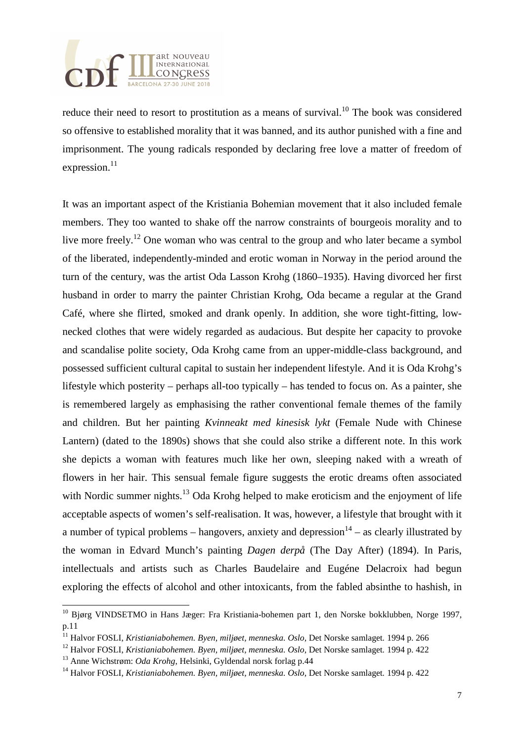reduce their need to resort to prostitution as a means of survival.[10] The book was considered so offensive to established morality that it was banned, and its author punished with a fine and imprisonment. The young radicals responded by declaring free love a matter of freedom of expression.[11]

It was an important aspect of the Kristiania Bohemian movement that it also included female members. They too wanted to shake off the narrow constraints of bourgeois morality and to live more freely.[12] One woman who was central to the group and who later became a symbol of the liberated, independently-minded and erotic woman in Norway in the period around the turn of the century, was the artist Oda Lasson Krohg (1860–1935). Having divorced her first husband in order to marry the painter Christian Krohg, Oda became a regular at the Grand Café, where she flirted, smoked and drank openly. In addition, she wore tight-fitting, low-necked clothes that were widely regarded as audacious. But despite her capacity to provoke and scandalise polite society, Oda Krohg came from an upper-middle-class background, and possessed sufficient cultural capital to sustain her independent lifestyle. And it is Oda Krohg's lifestyle which posterity – perhaps all-too typically – has tended to focus on. As a painter, she is remembered largely as emphasising the rather conventional female themes of the family and children. But her painting *Kvinneakt med kinesisk lykt* (Female Nude with Chinese Lantern) (dated to the 1890s) shows that she could also strike a different note. In this work she depicts a woman with features much like her own, sleeping naked with a wreath of flowers in her hair. This sensual female figure suggests the erotic dreams often associated with Nordic summer nights.[13] Oda Krohg helped to make eroticism and the enjoyment of life acceptable aspects of women's self-realisation. It was, however, a lifestyle that brought with it a number of typical problems – hangovers, anxiety and depression[14] – as clearly illustrated by the woman in Edvard Munch's painting *Dagen derpå* (The Day After) (1894). In Paris, intellectuals and artists such as Charles Baudelaire and Eugéne Delacroix had begun exploring the effects of alcohol and other intoxicants, from the fabled absinthe to hashish, in

---

[10] Bjørg VINDSETMO in Hans Jæger: Fra Kristiania-bohemen part 1, den Norske bokklubben, Norge 1997, p.11

[11] Halvor FOSLI, *Kristianiabohemen. Byen, miljøet, menneska. Oslo,* Det Norske samlaget. 1994 p. 266

[12] Halvor FOSLI, *Kristianiabohemen. Byen, miljøet, menneska. Oslo,* Det Norske samlaget. 1994 p. 422

[13] Anne Wichstrøm: *Oda Krohg,* Helsinki, Gyldendal norsk forlag p.44

[14] Halvor FOSLI, *Kristianiabohemen. Byen, miljøet, menneska. Oslo,* Det Norske samlaget. 1994 p. 422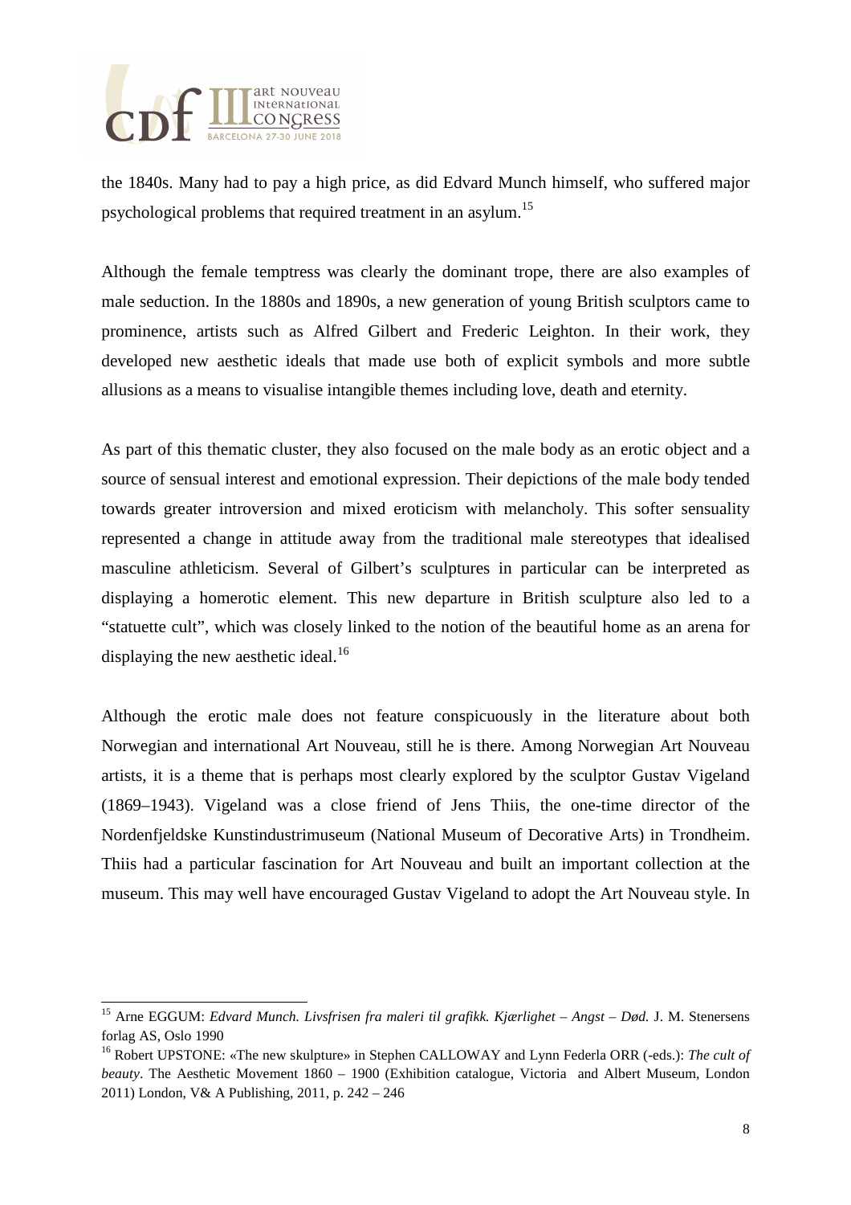the 1840s. Many had to pay a high price, as did Edvard Munch himself, who suffered major psychological problems that required treatment in an asylum.[15]

Although the female temptress was clearly the dominant trope, there are also examples of male seduction. In the 1880s and 1890s, a new generation of young British sculptors came to prominence, artists such as Alfred Gilbert and Frederic Leighton. In their work, they developed new aesthetic ideals that made use both of explicit symbols and more subtle allusions as a means to visualise intangible themes including love, death and eternity.

As part of this thematic cluster, they also focused on the male body as an erotic object and a source of sensual interest and emotional expression. Their depictions of the male body tended towards greater introversion and mixed eroticism with melancholy. This softer sensuality represented a change in attitude away from the traditional male stereotypes that idealised masculine athleticism. Several of Gilbert's sculptures in particular can be interpreted as displaying a homerotic element. This new departure in British sculpture also led to a "statuette cult", which was closely linked to the notion of the beautiful home as an arena for displaying the new aesthetic ideal.[16]

Although the erotic male does not feature conspicuously in the literature about both Norwegian and international Art Nouveau, still he is there. Among Norwegian Art Nouveau artists, it is a theme that is perhaps most clearly explored by the sculptor Gustav Vigeland (1869–1943). Vigeland was a close friend of Jens Thiis, the one-time director of the Nordenfjeldske Kunstindustrimuseum (National Museum of Decorative Arts) in Trondheim. Thiis had a particular fascination for Art Nouveau and built an important collection at the museum. This may well have encouraged Gustav Vigeland to adopt the Art Nouveau style. In

---

[15] Arne EGGUM: *Edvard Munch. Livsfrisen fra maleri til grafikk. Kjærlighet – Angst – Død.* J. M. Stenersens forlag AS, Oslo 1990

[16] Robert UPSTONE: «The new skulpture» in Stephen CALLOWAY and Lynn Federla ORR (-eds.): *The cult of beauty*. The Aesthetic Movement 1860 – 1900 (Exhibition catalogue, Victoria and Albert Museum, London 2011) London, V& A Publishing, 2011, p. 242 – 246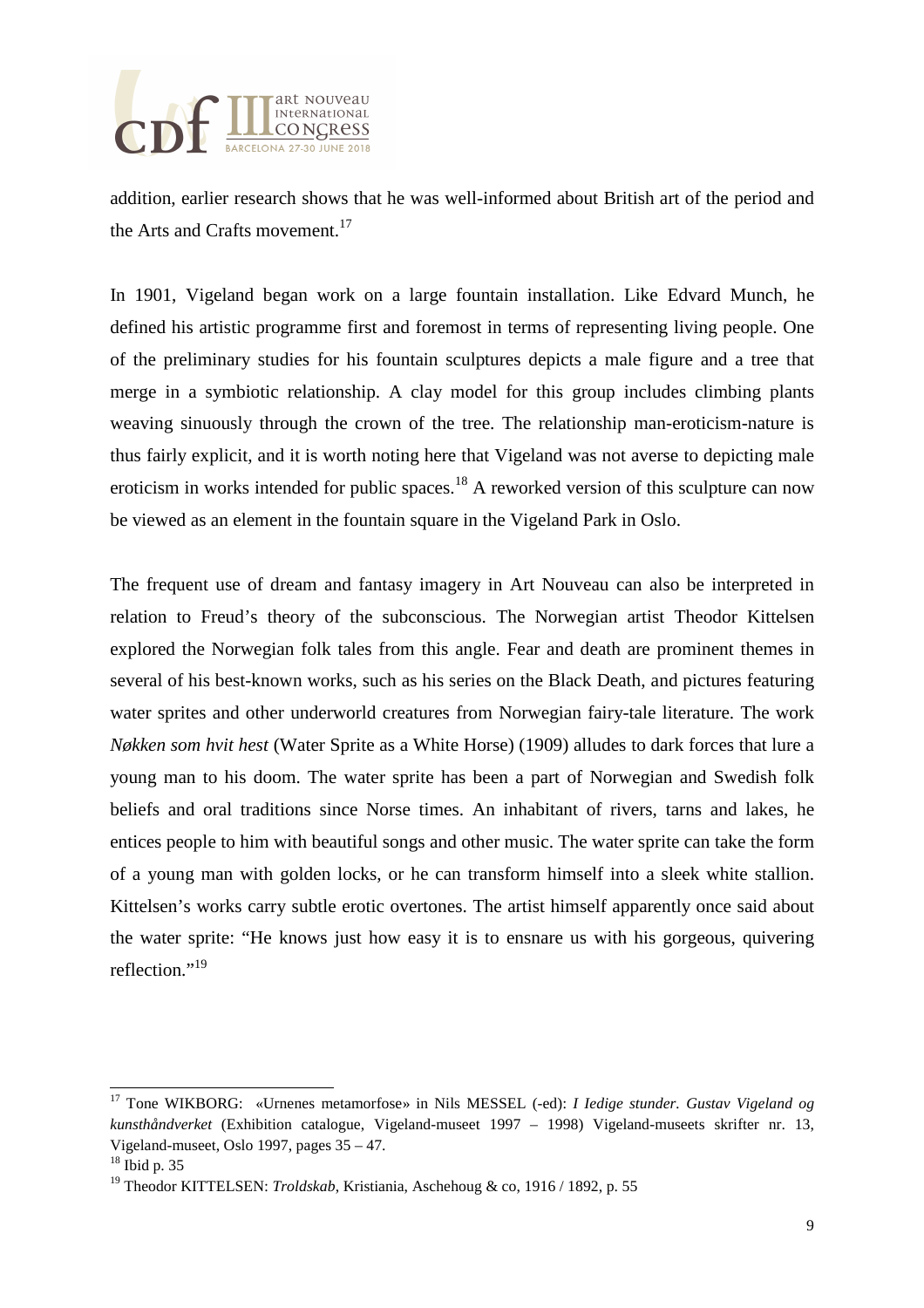addition, earlier research shows that he was well-informed about British art of the period and the Arts and Crafts movement.[17]

In 1901, Vigeland began work on a large fountain installation. Like Edvard Munch, he defined his artistic programme first and foremost in terms of representing living people. One of the preliminary studies for his fountain sculptures depicts a male figure and a tree that merge in a symbiotic relationship. A clay model for this group includes climbing plants weaving sinuously through the crown of the tree. The relationship man-eroticism-nature is thus fairly explicit, and it is worth noting here that Vigeland was not averse to depicting male eroticism in works intended for public spaces.[18] A reworked version of this sculpture can now be viewed as an element in the fountain square in the Vigeland Park in Oslo.

The frequent use of dream and fantasy imagery in Art Nouveau can also be interpreted in relation to Freud's theory of the subconscious. The Norwegian artist Theodor Kittelsen explored the Norwegian folk tales from this angle. Fear and death are prominent themes in several of his best-known works, such as his series on the Black Death, and pictures featuring water sprites and other underworld creatures from Norwegian fairy-tale literature. The work *Nøkken som hvit hest* (Water Sprite as a White Horse) (1909) alludes to dark forces that lure a young man to his doom. The water sprite has been a part of Norwegian and Swedish folk beliefs and oral traditions since Norse times. An inhabitant of rivers, tarns and lakes, he entices people to him with beautiful songs and other music. The water sprite can take the form of a young man with golden locks, or he can transform himself into a sleek white stallion. Kittelsen's works carry subtle erotic overtones. The artist himself apparently once said about the water sprite: "He knows just how easy it is to ensnare us with his gorgeous, quivering reflection."[19]

---

[17] Tone WIKBORG: «Urnenes metamorfose» in Nils MESSEL (-ed): *I Iedige stunder. Gustav Vigeland og kunsthåndverket* (Exhibition catalogue, Vigeland-museet 1997 – 1998) Vigeland-museets skrifter nr. 13, Vigeland-museet, Oslo 1997, pages 35 – 47.

[18] Ibid p. 35

[19] Theodor KITTELSEN: *Troldskab*, Kristiania, Aschehoug & co, 1916 / 1892, p. 55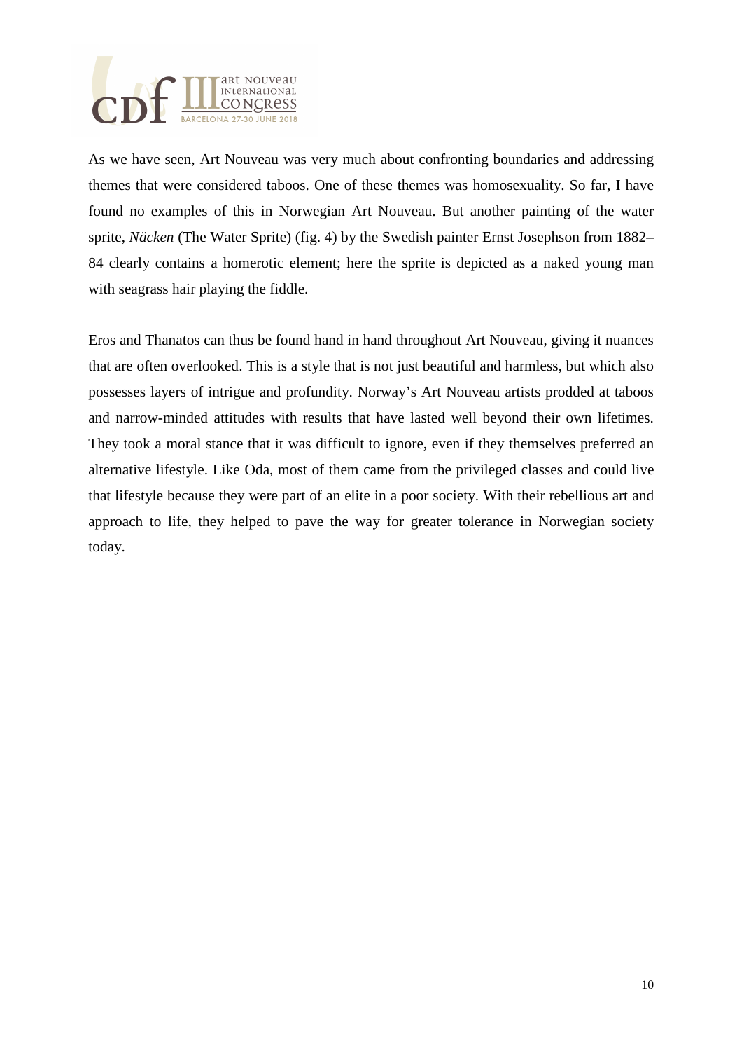As we have seen, Art Nouveau was very much about confronting boundaries and addressing themes that were considered taboos. One of these themes was homosexuality. So far, I have found no examples of this in Norwegian Art Nouveau. But another painting of the water sprite, *Näcken* (The Water Sprite) (fig. 4) by the Swedish painter Ernst Josephson from 1882–84 clearly contains a homerotic element; here the sprite is depicted as a naked young man with seagrass hair playing the fiddle.

Eros and Thanatos can thus be found hand in hand throughout Art Nouveau, giving it nuances that are often overlooked. This is a style that is not just beautiful and harmless, but which also possesses layers of intrigue and profundity. Norway's Art Nouveau artists prodded at taboos and narrow-minded attitudes with results that have lasted well beyond their own lifetimes. They took a moral stance that it was difficult to ignore, even if they themselves preferred an alternative lifestyle. Like Oda, most of them came from the privileged classes and could live that lifestyle because they were part of an elite in a poor society. With their rebellious art and approach to life, they helped to pave the way for greater tolerance in Norwegian society today.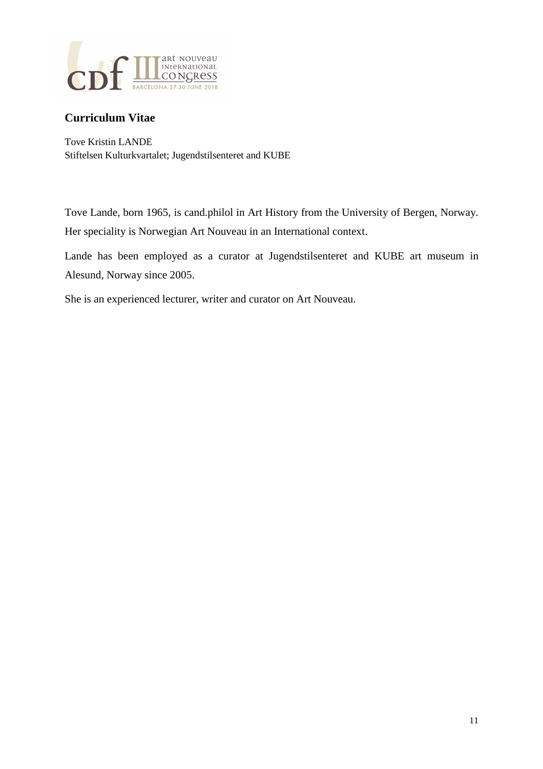## Curriculum Vitae

Tove Kristin LANDE
Stiftelsen Kulturkvartalet; Jugendstilsenteret and KUBE

Tove Lande, born 1965, is cand.philol in Art History from the University of Bergen, Norway. Her speciality is Norwegian Art Nouveau in an International context.

Lande has been employed as a curator at Jugendstilsenteret and KUBE art museum in Alesund, Norway since 2005.

She is an experienced lecturer, writer and curator on Art Nouveau.